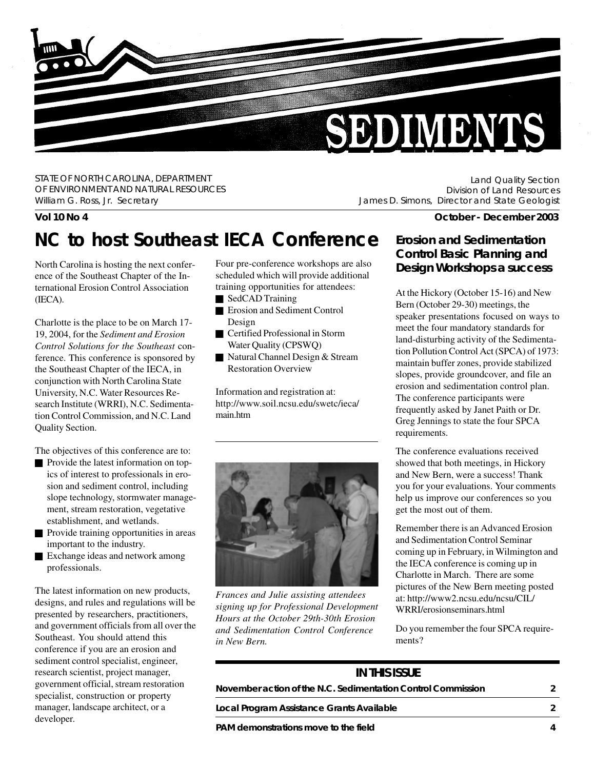# SEDIMENTS

STATE OF NORTH CAROLINA, DEPARTMENT OF ENVIRONMENT AND NATURAL RESOURCES
William G. Ross, Jr. Secretary

Land Quality Section
Division of Land Resources
James D. Simons, Director and State Geologist

**Vol 10 No 4** **October - December 2003**

## NC to host Southeast IECA Conference

North Carolina is hosting the next conference of the Southeast Chapter of the International Erosion Control Association (IECA).

Charlotte is the place to be on March 17-19, 2004, for the *Sediment and Erosion Control Solutions for the Southeast* conference. This conference is sponsored by the Southeast Chapter of the IECA, in conjunction with North Carolina State University, N.C. Water Resources Research Institute (WRRI), N.C. Sedimentation Control Commission, and N.C. Land Quality Section.

The objectives of this conference are to:

- Provide the latest information on topics of interest to professionals in erosion and sediment control, including slope technology, stormwater management, stream restoration, vegetative establishment, and wetlands.
- Provide training opportunities in areas important to the industry.
- Exchange ideas and network among professionals.

The latest information on new products, designs, and rules and regulations will be presented by researchers, practitioners, and government officials from all over the Southeast. You should attend this conference if you are an erosion and sediment control specialist, engineer, research scientist, project manager, government official, stream restoration specialist, construction or property manager, landscape architect, or a developer.

Four pre-conference workshops are also scheduled which will provide additional training opportunities for attendees:

- SedCAD Training
- Erosion and Sediment Control Design
- Certified Professional in Storm Water Quality (CPSWQ)
- Natural Channel Design & Stream Restoration Overview

Information and registration at: http://www.soil.ncsu.edu/swetc/ieca/main.htm

*Frances and Julie assisting attendees signing up for Professional Development Hours at the October 29th-30th Erosion and Sedimentation Control Conference in New Bern.*

### Erosion and Sedimentation Control Basic Planning and Design Workshops a success

At the Hickory (October 15-16) and New Bern (October 29-30) meetings, the speaker presentations focused on ways to meet the four mandatory standards for land-disturbing activity of the Sedimentation Pollution Control Act (SPCA) of 1973: maintain buffer zones, provide stabilized slopes, provide groundcover, and file an erosion and sedimentation control plan. The conference participants were frequently asked by Janet Paith or Dr. Greg Jennings to state the four SPCA requirements.

The conference evaluations received showed that both meetings, in Hickory and New Bern, were a success! Thank you for your evaluations. Your comments help us improve our conferences so you get the most out of them.

Remember there is an Advanced Erosion and Sedimentation Control Seminar coming up in February, in Wilmington and the IECA conference is coming up in Charlotte in March. There are some pictures of the New Bern meeting posted at: http://www2.ncsu.edu/ncsu/CIL/WRRI/erosionseminars.html

Do you remember the four SPCA requirements?

### IN THIS ISSUE

| | |
|---|---|
| November action of the N.C. Sedimentation Control Commission | 2 |
| Local Program Assistance Grants Available | 2 |
| PAM demonstrations move to the field | 4 |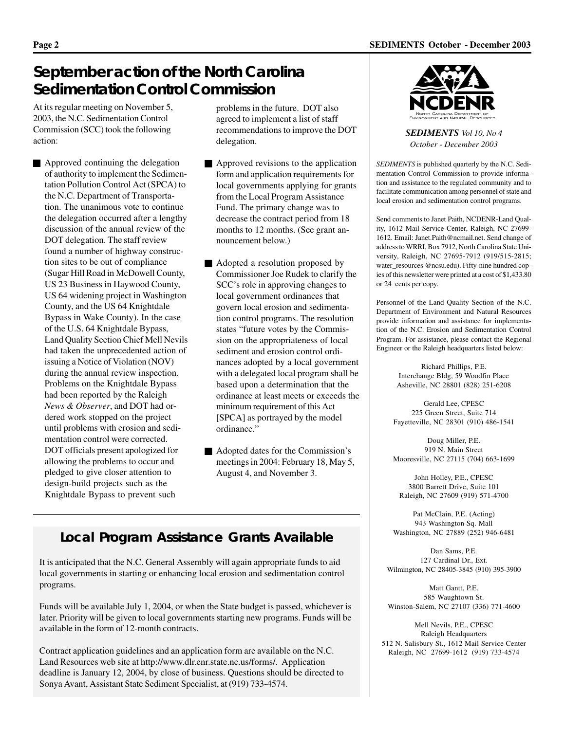# September action of the North Carolina Sedimentation Control Commission

At its regular meeting on November 5, 2003, the N.C. Sedimentation Control Commission (SCC) took the following action:

- Approved continuing the delegation of authority to implement the Sedimentation Pollution Control Act (SPCA) to the N.C. Department of Transportation. The unanimous vote to continue the delegation occurred after a lengthy discussion of the annual review of the DOT delegation. The staff review found a number of highway construction sites to be out of compliance (Sugar Hill Road in McDowell County, US 23 Business in Haywood County, US 64 widening project in Washington County, and the US 64 Knightdale Bypass in Wake County). In the case of the U.S. 64 Knightdale Bypass, Land Quality Section Chief Mell Nevils had taken the unprecedented action of issuing a Notice of Violation (NOV) during the annual review inspection. Problems on the Knightdale Bypass had been reported by the Raleigh *News & Observer*, and DOT had ordered work stopped on the project until problems with erosion and sedimentation control were corrected. DOT officials present apologized for allowing the problems to occur and pledged to give closer attention to design-build projects such as the Knightdale Bypass to prevent such problems in the future. DOT also agreed to implement a list of staff recommendations to improve the DOT delegation.

- Approved revisions to the application form and application requirements for local governments applying for grants from the Local Program Assistance Fund. The primary change was to decrease the contract period from 18 months to 12 months. (See grant announcement below.)

- Adopted a resolution proposed by Commissioner Joe Rudek to clarify the SCC's role in approving changes to local government ordinances that govern local erosion and sedimentation control programs. The resolution states "future votes by the Commission on the appropriateness of local sediment and erosion control ordinances adopted by a local government with a delegated local program shall be based upon a determination that the ordinance at least meets or exceeds the minimum requirement of this Act [SPCA] as portrayed by the model ordinance."

- Adopted dates for the Commission's meetings in 2004: February 18, May 5, August 4, and November 3.

## Local Program Assistance Grants Available

It is anticipated that the N.C. General Assembly will again appropriate funds to aid local governments in starting or enhancing local erosion and sedimentation control programs.

Funds will be available July 1, 2004, or when the State budget is passed, whichever is later. Priority will be given to local governments starting new programs. Funds will be available in the form of 12-month contracts.

Contract application guidelines and an application form are available on the N.C. Land Resources web site at http://www.dlr.enr.state.nc.us/forms/. Application deadline is January 12, 2004, by close of business. Questions should be directed to Sonya Avant, Assistant State Sediment Specialist, at (919) 733-4574.

---

NCDENR
North Carolina Department of Environment and Natural Resources

***SEDIMENTS*** *Vol 10, No 4*
*October - December 2003*

*SEDIMENTS* is published quarterly by the N.C. Sedimentation Control Commission to provide information and assistance to the regulated community and to facilitate communication among personnel of state and local erosion and sedimentation control programs.

Send comments to Janet Paith, NCDENR-Land Quality, 1612 Mail Service Center, Raleigh, NC 27699-1612. Email: Janet.Paith@ncmail.net. Send change of address to WRRI, Box 7912, North Carolina State University, Raleigh, NC 27695-7912 (919/515-2815; water_resources @ncsu.edu). Fifty-nine hundred copies of this newsletter were printed at a cost of $1,433.80 or 24 cents per copy.

Personnel of the Land Quality Section of the N.C. Department of Environment and Natural Resources provide information and assistance for implementation of the N.C. Erosion and Sedimentation Control Program. For assistance, please contact the Regional Engineer or the Raleigh headquarters listed below:

Richard Phillips, P.E.
Interchange Bldg, 59 Woodfin Place
Asheville, NC 28801 (828) 251-6208

Gerald Lee, CPESC
225 Green Street, Suite 714
Fayetteville, NC 28301 (910) 486-1541

Doug Miller, P.E.
919 N. Main Street
Mooresville, NC 27115 (704) 663-1699

John Holley, P.E., CPESC
3800 Barrett Drive, Suite 101
Raleigh, NC 27609 (919) 571-4700

Pat McClain, P.E. (Acting)
943 Washington Sq. Mall
Washington, NC 27889 (252) 946-6481

Dan Sams, P.E.
127 Cardinal Dr., Ext.
Wilmington, NC 28405-3845 (910) 395-3900

Matt Gantt, P.E.
585 Waughtown St.
Winston-Salem, NC 27107 (336) 771-4600

Mell Nevils, P.E., CPESC
Raleigh Headquarters
512 N. Salisbury St., 1612 Mail Service Center
Raleigh, NC 27699-1612 (919) 733-4574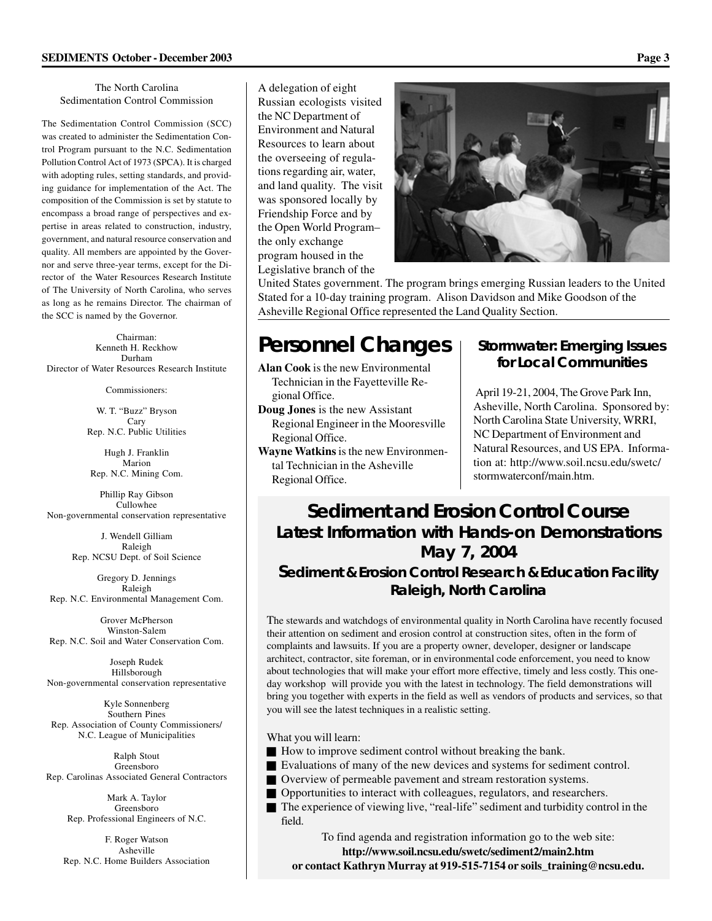## The North Carolina Sedimentation Control Commission

The Sedimentation Control Commission (SCC) was created to administer the Sedimentation Control Program pursuant to the N.C. Sedimentation Pollution Control Act of 1973 (SPCA). It is charged with adopting rules, setting standards, and providing guidance for implementation of the Act. The composition of the Commission is set by statute to encompass a broad range of perspectives and expertise in areas related to construction, industry, government, and natural resource conservation and quality. All members are appointed by the Governor and serve three-year terms, except for the Director of the Water Resources Research Institute of The University of North Carolina, who serves as long as he remains Director. The chairman of the SCC is named by the Governor.

Chairman:
Kenneth H. Reckhow
Durham
Director of Water Resources Research Institute

Commissioners:

W. T. "Buzz" Bryson
Cary
Rep. N.C. Public Utilities

Hugh J. Franklin
Marion
Rep. N.C. Mining Com.

Phillip Ray Gibson
Cullowhee
Non-governmental conservation representative

J. Wendell Gilliam
Raleigh
Rep. NCSU Dept. of Soil Science

Gregory D. Jennings
Raleigh
Rep. N.C. Environmental Management Com.

Grover McPherson
Winston-Salem
Rep. N.C. Soil and Water Conservation Com.

Joseph Rudek
Hillsborough
Non-governmental conservation representative

Kyle Sonnenberg
Southern Pines
Rep. Association of County Commissioners/ N.C. League of Municipalities

Ralph Stout
Greensboro
Rep. Carolinas Associated General Contractors

Mark A. Taylor
Greensboro
Rep. Professional Engineers of N.C.

F. Roger Watson
Asheville
Rep. N.C. Home Builders Association

A delegation of eight Russian ecologists visited the NC Department of Environment and Natural Resources to learn about the overseeing of regulations regarding air, water, and land quality. The visit was sponsored locally by Friendship Force and by the Open World Program– the only exchange program housed in the Legislative branch of the United States government. The program brings emerging Russian leaders to the United Stated for a 10-day training program. Alison Davidson and Mike Goodson of the Asheville Regional Office represented the Land Quality Section.

# Personnel Changes

**Alan Cook** is the new Environmental Technician in the Fayetteville Regional Office.

**Doug Jones** is the new Assistant Regional Engineer in the Mooresville Regional Office.

**Wayne Watkins** is the new Environmental Technician in the Asheville Regional Office.

### Stormwater: Emerging Issues for Local Communities

April 19-21, 2004, The Grove Park Inn, Asheville, North Carolina. Sponsored by: North Carolina State University, WRRI, NC Department of Environment and Natural Resources, and US EPA. Information at: http://www.soil.ncsu.edu/swetc/stormwaterconf/main.htm.

## Sediment and Erosion Control Course

### Latest Information with Hands-on Demonstrations
### May 7, 2004
### Sediment & Erosion Control Research & Education Facility
### Raleigh, North Carolina

The stewards and watchdogs of environmental quality in North Carolina have recently focused their attention on sediment and erosion control at construction sites, often in the form of complaints and lawsuits. If you are a property owner, developer, designer or landscape architect, contractor, site foreman, or in environmental code enforcement, you need to know about technologies that will make your effort more effective, timely and less costly. This one-day workshop will provide you with the latest in technology. The field demonstrations will bring you together with experts in the field as well as vendors of products and services, so that you will see the latest techniques in a realistic setting.

What you will learn:

- How to improve sediment control without breaking the bank.
- Evaluations of many of the new devices and systems for sediment control.
- Overview of permeable pavement and stream restoration systems.
- Opportunities to interact with colleagues, regulators, and researchers.
- The experience of viewing live, "real-life" sediment and turbidity control in the field.

To find agenda and registration information go to the web site:
**http://www.soil.ncsu.edu/swetc/sediment2/main2.htm**
**or contact Kathryn Murray at 919-515-7154 or soils_training@ncsu.edu.**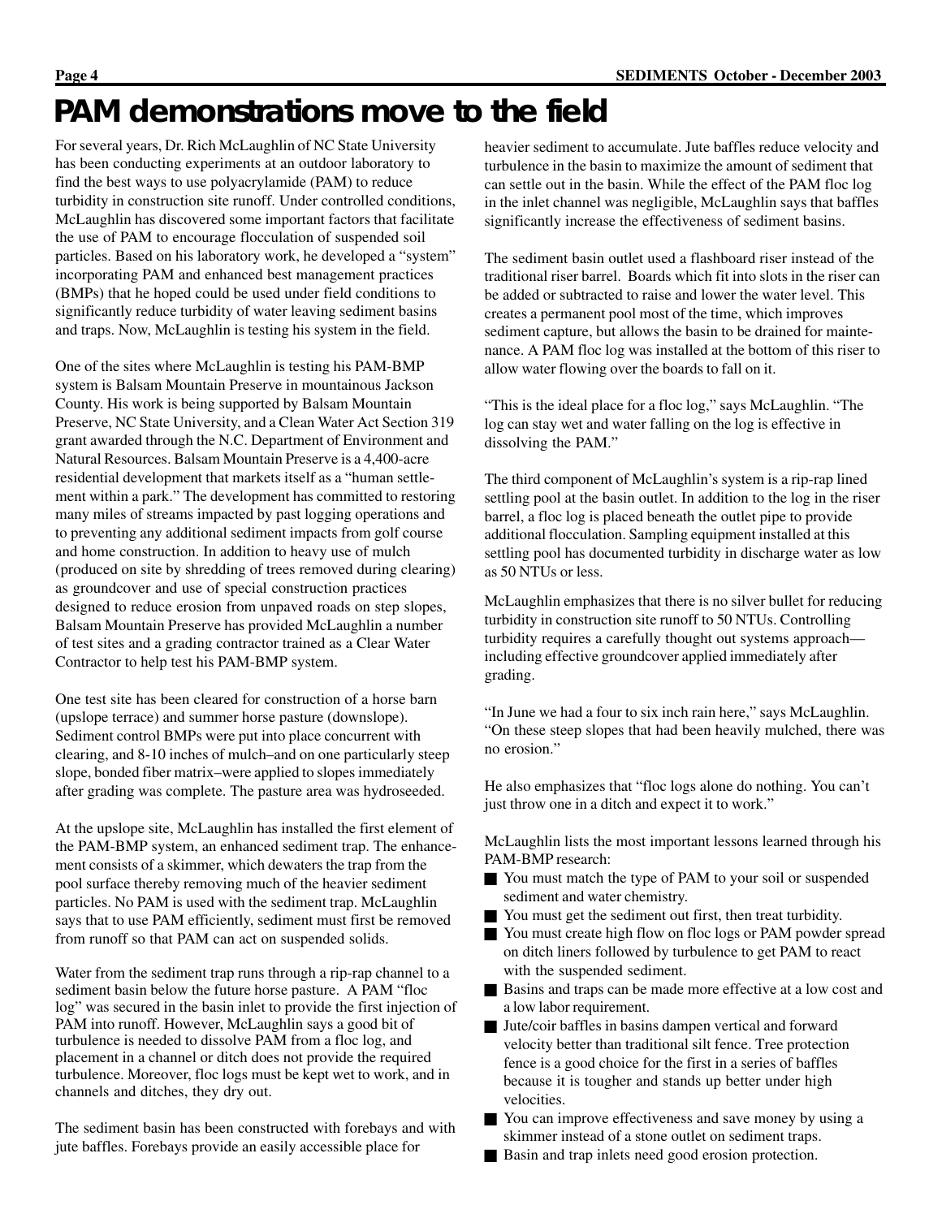# PAM demonstrations move to the field

For several years, Dr. Rich McLaughlin of NC State University has been conducting experiments at an outdoor laboratory to find the best ways to use polyacrylamide (PAM) to reduce turbidity in construction site runoff. Under controlled conditions, McLaughlin has discovered some important factors that facilitate the use of PAM to encourage flocculation of suspended soil particles. Based on his laboratory work, he developed a "system" incorporating PAM and enhanced best management practices (BMPs) that he hoped could be used under field conditions to significantly reduce turbidity of water leaving sediment basins and traps. Now, McLaughlin is testing his system in the field.

One of the sites where McLaughlin is testing his PAM-BMP system is Balsam Mountain Preserve in mountainous Jackson County. His work is being supported by Balsam Mountain Preserve, NC State University, and a Clean Water Act Section 319 grant awarded through the N.C. Department of Environment and Natural Resources. Balsam Mountain Preserve is a 4,400-acre residential development that markets itself as a "human settlement within a park." The development has committed to restoring many miles of streams impacted by past logging operations and to preventing any additional sediment impacts from golf course and home construction. In addition to heavy use of mulch (produced on site by shredding of trees removed during clearing) as groundcover and use of special construction practices designed to reduce erosion from unpaved roads on step slopes, Balsam Mountain Preserve has provided McLaughlin a number of test sites and a grading contractor trained as a Clear Water Contractor to help test his PAM-BMP system.

One test site has been cleared for construction of a horse barn (upslope terrace) and summer horse pasture (downslope). Sediment control BMPs were put into place concurrent with clearing, and 8-10 inches of mulch–and on one particularly steep slope, bonded fiber matrix–were applied to slopes immediately after grading was complete. The pasture area was hydroseeded.

At the upslope site, McLaughlin has installed the first element of the PAM-BMP system, an enhanced sediment trap. The enhancement consists of a skimmer, which dewaters the trap from the pool surface thereby removing much of the heavier sediment particles. No PAM is used with the sediment trap. McLaughlin says that to use PAM efficiently, sediment must first be removed from runoff so that PAM can act on suspended solids.

Water from the sediment trap runs through a rip-rap channel to a sediment basin below the future horse pasture. A PAM "floc log" was secured in the basin inlet to provide the first injection of PAM into runoff. However, McLaughlin says a good bit of turbulence is needed to dissolve PAM from a floc log, and placement in a channel or ditch does not provide the required turbulence. Moreover, floc logs must be kept wet to work, and in channels and ditches, they dry out.

The sediment basin has been constructed with forebays and with jute baffles. Forebays provide an easily accessible place for heavier sediment to accumulate. Jute baffles reduce velocity and turbulence in the basin to maximize the amount of sediment that can settle out in the basin. While the effect of the PAM floc log in the inlet channel was negligible, McLaughlin says that baffles significantly increase the effectiveness of sediment basins.

The sediment basin outlet used a flashboard riser instead of the traditional riser barrel. Boards which fit into slots in the riser can be added or subtracted to raise and lower the water level. This creates a permanent pool most of the time, which improves sediment capture, but allows the basin to be drained for maintenance. A PAM floc log was installed at the bottom of this riser to allow water flowing over the boards to fall on it.

"This is the ideal place for a floc log," says McLaughlin. "The log can stay wet and water falling on the log is effective in dissolving the PAM."

The third component of McLaughlin's system is a rip-rap lined settling pool at the basin outlet. In addition to the log in the riser barrel, a floc log is placed beneath the outlet pipe to provide additional flocculation. Sampling equipment installed at this settling pool has documented turbidity in discharge water as low as 50 NTUs or less.

McLaughlin emphasizes that there is no silver bullet for reducing turbidity in construction site runoff to 50 NTUs. Controlling turbidity requires a carefully thought out systems approach—including effective groundcover applied immediately after grading.

"In June we had a four to six inch rain here," says McLaughlin. "On these steep slopes that had been heavily mulched, there was no erosion."

He also emphasizes that "floc logs alone do nothing. You can't just throw one in a ditch and expect it to work."

McLaughlin lists the most important lessons learned through his PAM-BMP research:

- You must match the type of PAM to your soil or suspended sediment and water chemistry.
- You must get the sediment out first, then treat turbidity.
- You must create high flow on floc logs or PAM powder spread on ditch liners followed by turbulence to get PAM to react with the suspended sediment.
- Basins and traps can be made more effective at a low cost and a low labor requirement.
- Jute/coir baffles in basins dampen vertical and forward velocity better than traditional silt fence. Tree protection fence is a good choice for the first in a series of baffles because it is tougher and stands up better under high velocities.
- You can improve effectiveness and save money by using a skimmer instead of a stone outlet on sediment traps.
- Basin and trap inlets need good erosion protection.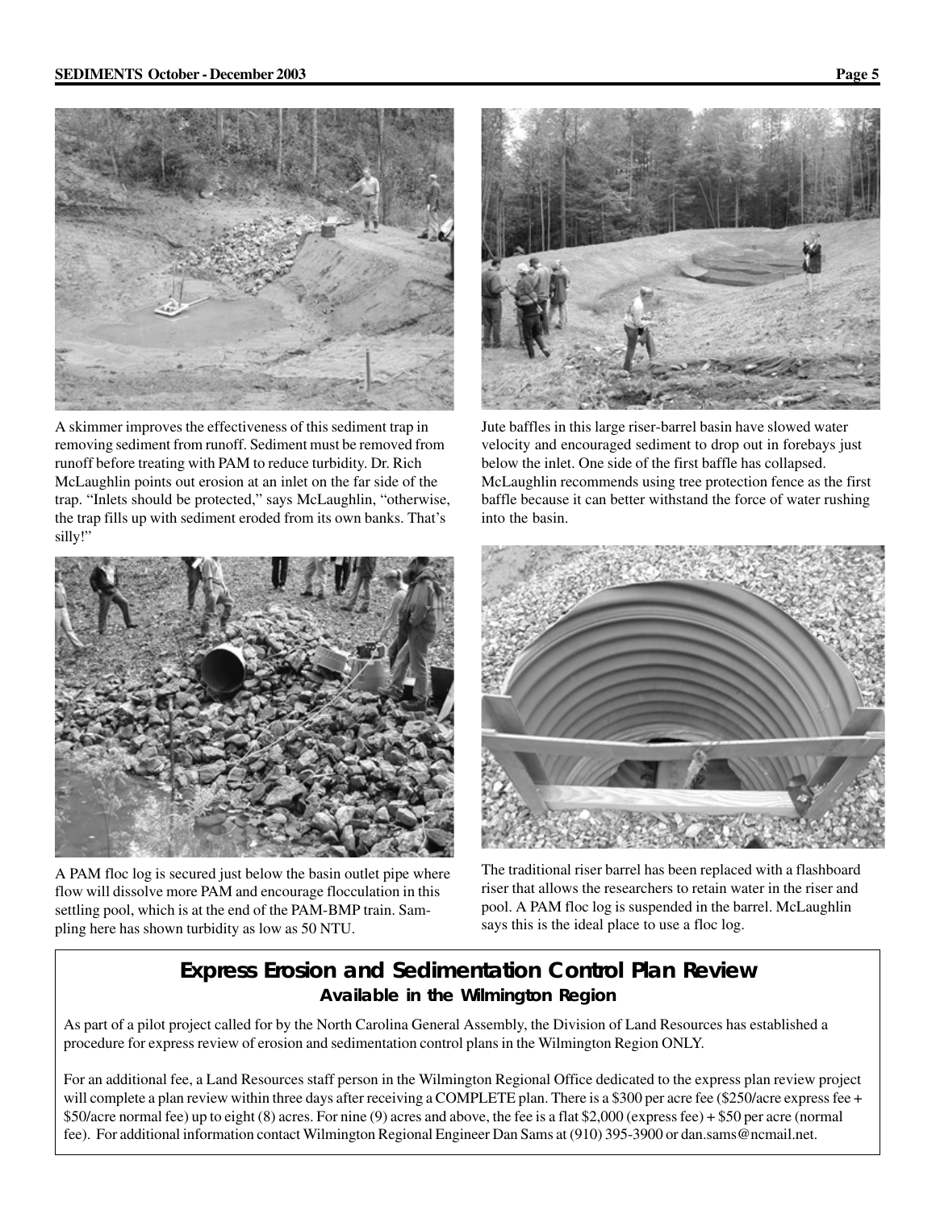A skimmer improves the effectiveness of this sediment trap in removing sediment from runoff. Sediment must be removed from runoff before treating with PAM to reduce turbidity. Dr. Rich McLaughlin points out erosion at an inlet on the far side of the trap. "Inlets should be protected," says McLaughlin, "otherwise, the trap fills up with sediment eroded from its own banks. That's silly!"

Jute baffles in this large riser-barrel basin have slowed water velocity and encouraged sediment to drop out in forebays just below the inlet. One side of the first baffle has collapsed. McLaughlin recommends using tree protection fence as the first baffle because it can better withstand the force of water rushing into the basin.

A PAM floc log is secured just below the basin outlet pipe where flow will dissolve more PAM and encourage flocculation in this settling pool, which is at the end of the PAM-BMP train. Sampling here has shown turbidity as low as 50 NTU.

The traditional riser barrel has been replaced with a flashboard riser that allows the researchers to retain water in the riser and pool. A PAM floc log is suspended in the barrel. McLaughlin says this is the ideal place to use a floc log.

## Express Erosion and Sedimentation Control Plan Review

### Available in the Wilmington Region

As part of a pilot project called for by the North Carolina General Assembly, the Division of Land Resources has established a procedure for express review of erosion and sedimentation control plans in the Wilmington Region ONLY.

For an additional fee, a Land Resources staff person in the Wilmington Regional Office dedicated to the express plan review project will complete a plan review within three days after receiving a COMPLETE plan. There is a $300 per acre fee ($250/acre express fee + $50/acre normal fee) up to eight (8) acres. For nine (9) acres and above, the fee is a flat $2,000 (express fee) + $50 per acre (normal fee). For additional information contact Wilmington Regional Engineer Dan Sams at (910) 395-3900 or dan.sams@ncmail.net.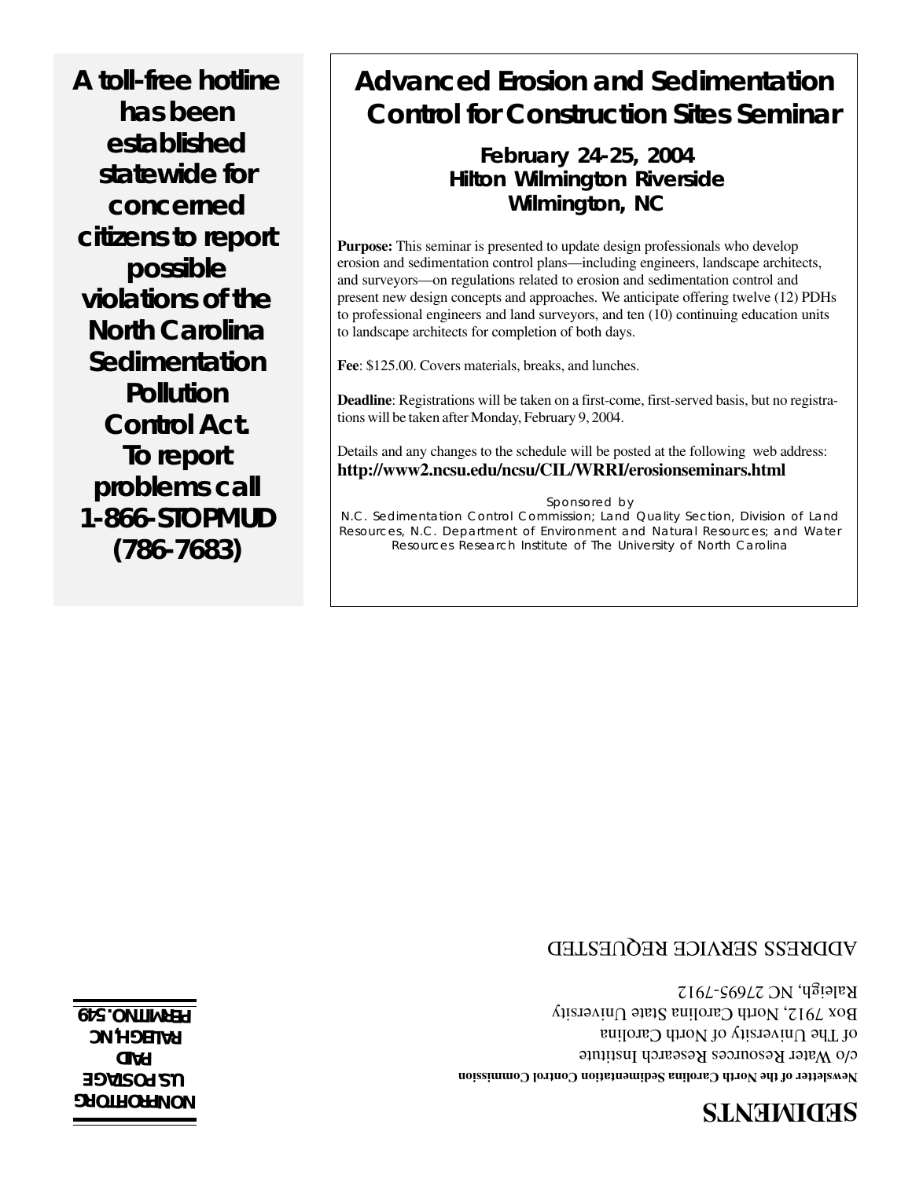**A toll-free hotline has been established statewide for concerned citizens to report possible violations of the North Carolina Sedimentation Pollution Control Act. To report problems call 1-866-STOPMUD (786-7683)**

## Advanced Erosion and Sedimentation Control for Construction Sites Seminar

### February 24-25, 2004
### Hilton Wilmington Riverside
### Wilmington, NC

**Purpose:** This seminar is presented to update design professionals who develop erosion and sedimentation control plans—including engineers, landscape architects, and surveyors—on regulations related to erosion and sedimentation control and present new design concepts and approaches. We anticipate offering twelve (12) PDHs to professional engineers and land surveyors, and ten (10) continuing education units to landscape architects for completion of both days.

**Fee**: $125.00. Covers materials, breaks, and lunches.

**Deadline**: Registrations will be taken on a first-come, first-served basis, but no registrations will be taken after Monday, February 9, 2004.

Details and any changes to the schedule will be posted at the following web address:
**http://www2.ncsu.edu/ncsu/CIL/WRRI/erosionseminars.html**

Sponsored by
N.C. Sedimentation Control Commission; Land Quality Section, Division of Land Resources, N.C. Department of Environment and Natural Resources; and Water Resources Research Institute of The University of North Carolina

**SEDIMENTS**

**Newsletter of the North Carolina Sedimentation Control Commission**
c/o Water Resources Research Institute
of The University of North Carolina
Box 7912, North Carolina State University
Raleigh, NC 27695-7912

ADDRESS SERVICE REQUESTED

**NONPROFIT ORG
U.S. POSTAGE
PAID
RALEIGH, NC
PERMIT NO. 549**